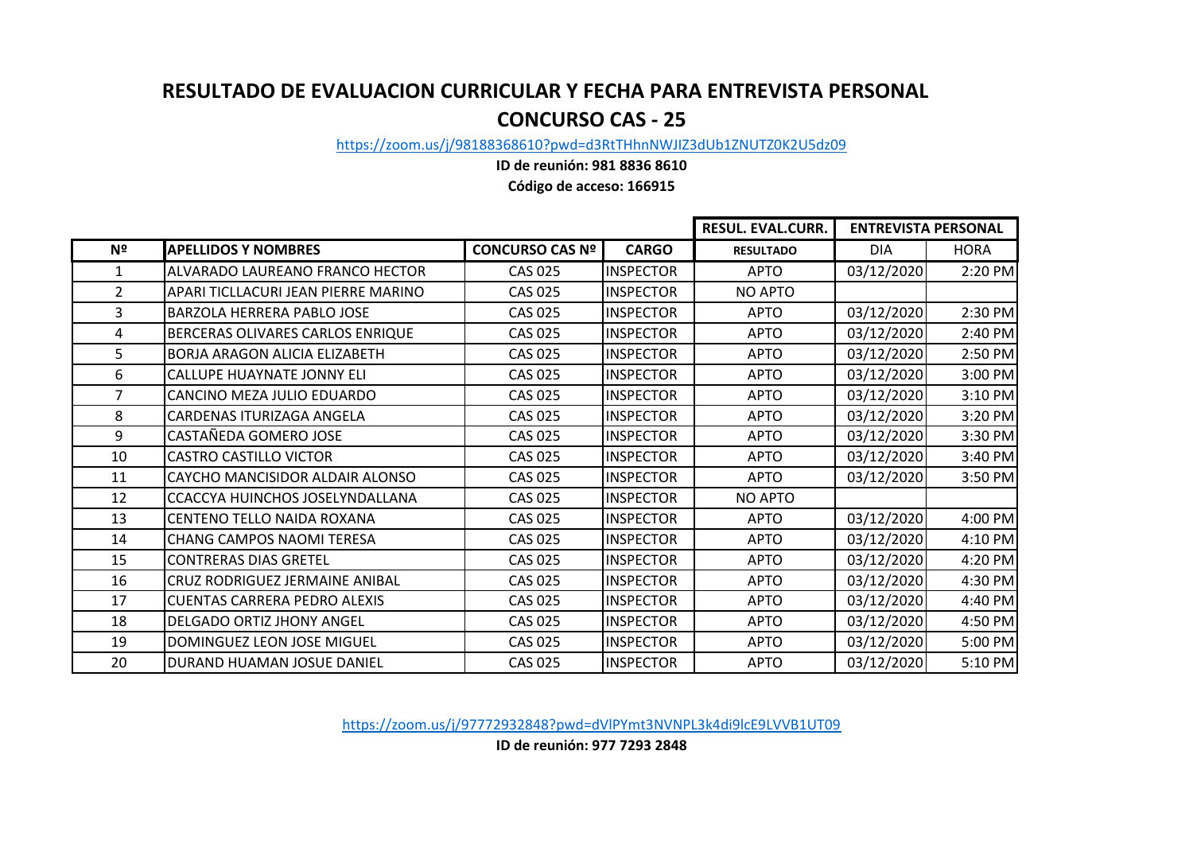# RESULTADO DE EVALUACION CURRICULAR Y FECHA PARA ENTREVISTA PERSONAL

## CONCURSO CAS - 25

https://zoom.us/j/98188368610?pwd=d3RtTHhnNWJIZ3dUb1ZNUTZ0K2U5dz09

**ID de reunión: 981 8836 8610**

**Código de acceso: 166915**

| | | | | RESUL. EVAL.CURR. | ENTREVISTA PERSONAL | |
|---|---|---|---|---|---|---|
| **Nº** | **APELLIDOS Y NOMBRES** | **CONCURSO CAS Nº** | **CARGO** | **RESULTADO** | DIA | HORA |
| 1 | ALVARADO LAUREANO FRANCO HECTOR | CAS 025 | INSPECTOR | APTO | 03/12/2020 | 2:20 PM |
| 2 | APARI TICLLACURI JEAN PIERRE MARINO | CAS 025 | INSPECTOR | NO APTO | | |
| 3 | BARZOLA HERRERA PABLO JOSE | CAS 025 | INSPECTOR | APTO | 03/12/2020 | 2:30 PM |
| 4 | BERCERAS OLIVARES CARLOS ENRIQUE | CAS 025 | INSPECTOR | APTO | 03/12/2020 | 2:40 PM |
| 5 | BORJA ARAGON ALICIA ELIZABETH | CAS 025 | INSPECTOR | APTO | 03/12/2020 | 2:50 PM |
| 6 | CALLUPE HUAYNATE JONNY ELI | CAS 025 | INSPECTOR | APTO | 03/12/2020 | 3:00 PM |
| 7 | CANCINO MEZA JULIO EDUARDO | CAS 025 | INSPECTOR | APTO | 03/12/2020 | 3:10 PM |
| 8 | CARDENAS ITURIZAGA ANGELA | CAS 025 | INSPECTOR | APTO | 03/12/2020 | 3:20 PM |
| 9 | CASTAÑEDA GOMERO JOSE | CAS 025 | INSPECTOR | APTO | 03/12/2020 | 3:30 PM |
| 10 | CASTRO CASTILLO VICTOR | CAS 025 | INSPECTOR | APTO | 03/12/2020 | 3:40 PM |
| 11 | CAYCHO MANCISIDOR ALDAIR ALONSO | CAS 025 | INSPECTOR | APTO | 03/12/2020 | 3:50 PM |
| 12 | CCACCYA HUINCHOS JOSELYNDALLANA | CAS 025 | INSPECTOR | NO APTO | | |
| 13 | CENTENO TELLO NAIDA ROXANA | CAS 025 | INSPECTOR | APTO | 03/12/2020 | 4:00 PM |
| 14 | CHANG CAMPOS NAOMI TERESA | CAS 025 | INSPECTOR | APTO | 03/12/2020 | 4:10 PM |
| 15 | CONTRERAS DIAS GRETEL | CAS 025 | INSPECTOR | APTO | 03/12/2020 | 4:20 PM |
| 16 | CRUZ RODRIGUEZ JERMAINE ANIBAL | CAS 025 | INSPECTOR | APTO | 03/12/2020 | 4:30 PM |
| 17 | CUENTAS CARRERA PEDRO ALEXIS | CAS 025 | INSPECTOR | APTO | 03/12/2020 | 4:40 PM |
| 18 | DELGADO ORTIZ JHONY ANGEL | CAS 025 | INSPECTOR | APTO | 03/12/2020 | 4:50 PM |
| 19 | DOMINGUEZ LEON JOSE MIGUEL | CAS 025 | INSPECTOR | APTO | 03/12/2020 | 5:00 PM |
| 20 | DURAND HUAMAN JOSUE DANIEL | CAS 025 | INSPECTOR | APTO | 03/12/2020 | 5:10 PM |

https://zoom.us/j/97772932848?pwd=dVlPYmt3NVNPL3k4di9lcE9LVVB1UT09

**ID de reunión: 977 7293 2848**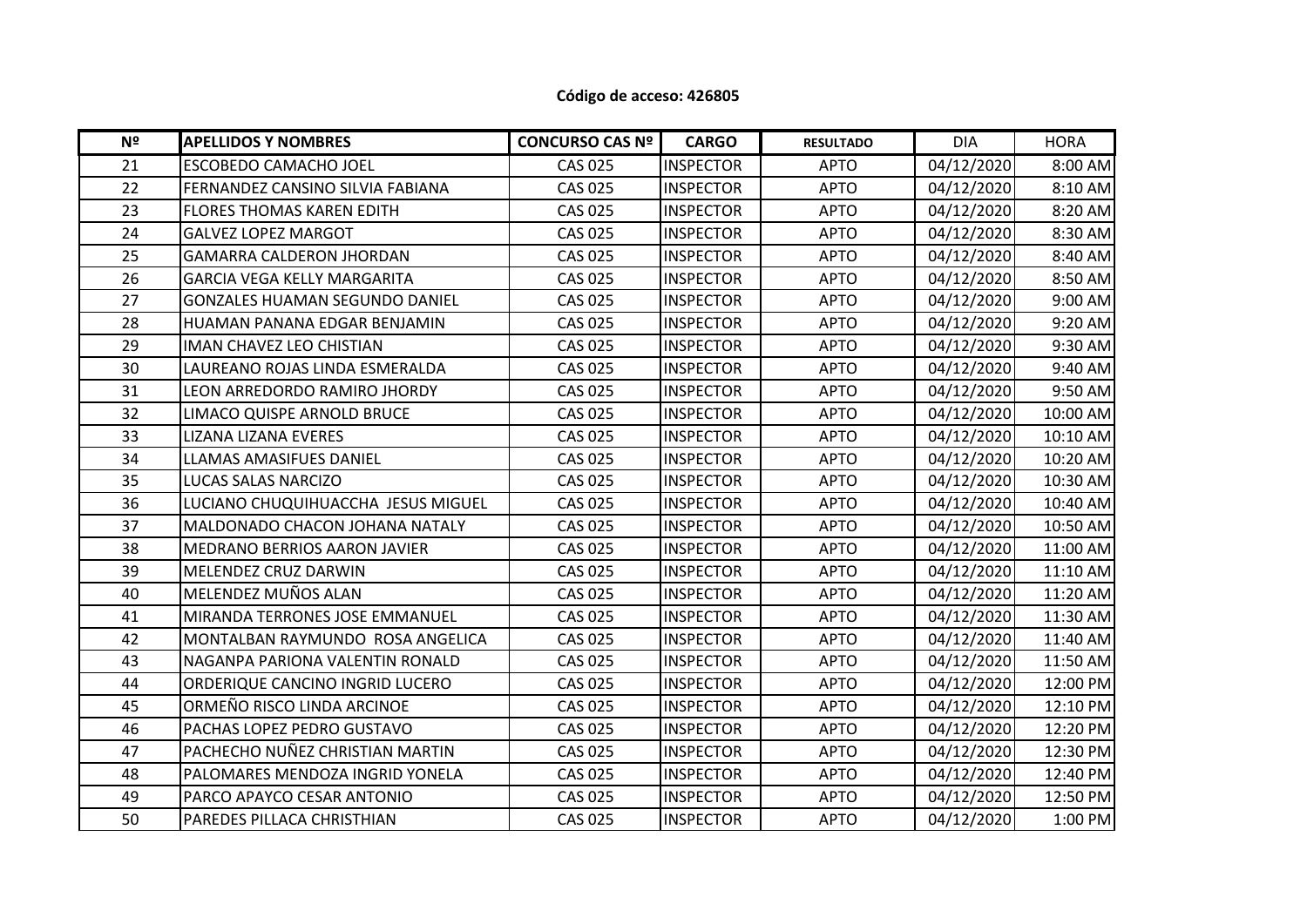**Código de acceso: 426805**

| Nº | APELLIDOS Y NOMBRES | CONCURSO CAS Nº | CARGO | RESULTADO | DIA | HORA |
|---|---|---|---|---|---|---|
| 21 | ESCOBEDO CAMACHO JOEL | CAS 025 | INSPECTOR | APTO | 04/12/2020 | 8:00 AM |
| 22 | FERNANDEZ CANSINO SILVIA FABIANA | CAS 025 | INSPECTOR | APTO | 04/12/2020 | 8:10 AM |
| 23 | FLORES THOMAS KAREN EDITH | CAS 025 | INSPECTOR | APTO | 04/12/2020 | 8:20 AM |
| 24 | GALVEZ LOPEZ MARGOT | CAS 025 | INSPECTOR | APTO | 04/12/2020 | 8:30 AM |
| 25 | GAMARRA CALDERON JHORDAN | CAS 025 | INSPECTOR | APTO | 04/12/2020 | 8:40 AM |
| 26 | GARCIA VEGA KELLY MARGARITA | CAS 025 | INSPECTOR | APTO | 04/12/2020 | 8:50 AM |
| 27 | GONZALES HUAMAN SEGUNDO DANIEL | CAS 025 | INSPECTOR | APTO | 04/12/2020 | 9:00 AM |
| 28 | HUAMAN PANANA EDGAR BENJAMIN | CAS 025 | INSPECTOR | APTO | 04/12/2020 | 9:20 AM |
| 29 | IMAN CHAVEZ LEO CHISTIAN | CAS 025 | INSPECTOR | APTO | 04/12/2020 | 9:30 AM |
| 30 | LAUREANO ROJAS LINDA ESMERALDA | CAS 025 | INSPECTOR | APTO | 04/12/2020 | 9:40 AM |
| 31 | LEON ARREDORDO RAMIRO JHORDY | CAS 025 | INSPECTOR | APTO | 04/12/2020 | 9:50 AM |
| 32 | LIMACO QUISPE ARNOLD BRUCE | CAS 025 | INSPECTOR | APTO | 04/12/2020 | 10:00 AM |
| 33 | LIZANA LIZANA EVERES | CAS 025 | INSPECTOR | APTO | 04/12/2020 | 10:10 AM |
| 34 | LLAMAS AMASIFUES DANIEL | CAS 025 | INSPECTOR | APTO | 04/12/2020 | 10:20 AM |
| 35 | LUCAS SALAS NARCIZO | CAS 025 | INSPECTOR | APTO | 04/12/2020 | 10:30 AM |
| 36 | LUCIANO CHUQUIHUACCHA JESUS MIGUEL | CAS 025 | INSPECTOR | APTO | 04/12/2020 | 10:40 AM |
| 37 | MALDONADO CHACON JOHANA NATALY | CAS 025 | INSPECTOR | APTO | 04/12/2020 | 10:50 AM |
| 38 | MEDRANO BERRIOS AARON JAVIER | CAS 025 | INSPECTOR | APTO | 04/12/2020 | 11:00 AM |
| 39 | MELENDEZ CRUZ DARWIN | CAS 025 | INSPECTOR | APTO | 04/12/2020 | 11:10 AM |
| 40 | MELENDEZ MUÑOS ALAN | CAS 025 | INSPECTOR | APTO | 04/12/2020 | 11:20 AM |
| 41 | MIRANDA TERRONES JOSE EMMANUEL | CAS 025 | INSPECTOR | APTO | 04/12/2020 | 11:30 AM |
| 42 | MONTALBAN RAYMUNDO ROSA ANGELICA | CAS 025 | INSPECTOR | APTO | 04/12/2020 | 11:40 AM |
| 43 | NAGANPA PARIONA VALENTIN RONALD | CAS 025 | INSPECTOR | APTO | 04/12/2020 | 11:50 AM |
| 44 | ORDERIQUE CANCINO INGRID LUCERO | CAS 025 | INSPECTOR | APTO | 04/12/2020 | 12:00 PM |
| 45 | ORMEÑO RISCO LINDA ARCINOE | CAS 025 | INSPECTOR | APTO | 04/12/2020 | 12:10 PM |
| 46 | PACHAS LOPEZ PEDRO GUSTAVO | CAS 025 | INSPECTOR | APTO | 04/12/2020 | 12:20 PM |
| 47 | PACHECHO NUÑEZ CHRISTIAN MARTIN | CAS 025 | INSPECTOR | APTO | 04/12/2020 | 12:30 PM |
| 48 | PALOMARES MENDOZA INGRID YONELA | CAS 025 | INSPECTOR | APTO | 04/12/2020 | 12:40 PM |
| 49 | PARCO APAYCO CESAR ANTONIO | CAS 025 | INSPECTOR | APTO | 04/12/2020 | 12:50 PM |
| 50 | PAREDES PILLACA CHRISTHIAN | CAS 025 | INSPECTOR | APTO | 04/12/2020 | 1:00 PM |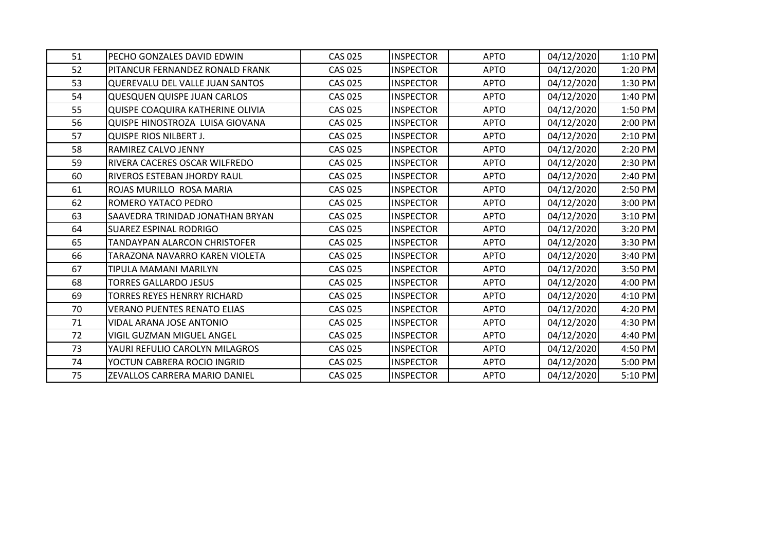| | | | | | | |
|---|---|---|---|---|---|---|
| 51 | PECHO GONZALES DAVID EDWIN | CAS 025 | INSPECTOR | APTO | 04/12/2020 | 1:10 PM |
| 52 | PITANCUR FERNANDEZ RONALD FRANK | CAS 025 | INSPECTOR | APTO | 04/12/2020 | 1:20 PM |
| 53 | QUEREVALU DEL VALLE JUAN SANTOS | CAS 025 | INSPECTOR | APTO | 04/12/2020 | 1:30 PM |
| 54 | QUESQUEN QUISPE JUAN CARLOS | CAS 025 | INSPECTOR | APTO | 04/12/2020 | 1:40 PM |
| 55 | QUISPE COAQUIRA KATHERINE OLIVIA | CAS 025 | INSPECTOR | APTO | 04/12/2020 | 1:50 PM |
| 56 | QUISPE HINOSTROZA LUISA GIOVANA | CAS 025 | INSPECTOR | APTO | 04/12/2020 | 2:00 PM |
| 57 | QUISPE RIOS NILBERT J. | CAS 025 | INSPECTOR | APTO | 04/12/2020 | 2:10 PM |
| 58 | RAMIREZ CALVO JENNY | CAS 025 | INSPECTOR | APTO | 04/12/2020 | 2:20 PM |
| 59 | RIVERA CACERES OSCAR WILFREDO | CAS 025 | INSPECTOR | APTO | 04/12/2020 | 2:30 PM |
| 60 | RIVEROS ESTEBAN JHORDY RAUL | CAS 025 | INSPECTOR | APTO | 04/12/2020 | 2:40 PM |
| 61 | ROJAS MURILLO ROSA MARIA | CAS 025 | INSPECTOR | APTO | 04/12/2020 | 2:50 PM |
| 62 | ROMERO YATACO PEDRO | CAS 025 | INSPECTOR | APTO | 04/12/2020 | 3:00 PM |
| 63 | SAAVEDRA TRINIDAD JONATHAN BRYAN | CAS 025 | INSPECTOR | APTO | 04/12/2020 | 3:10 PM |
| 64 | SUAREZ ESPINAL RODRIGO | CAS 025 | INSPECTOR | APTO | 04/12/2020 | 3:20 PM |
| 65 | TANDAYPAN ALARCON CHRISTOFER | CAS 025 | INSPECTOR | APTO | 04/12/2020 | 3:30 PM |
| 66 | TARAZONA NAVARRO KAREN VIOLETA | CAS 025 | INSPECTOR | APTO | 04/12/2020 | 3:40 PM |
| 67 | TIPULA MAMANI MARILYN | CAS 025 | INSPECTOR | APTO | 04/12/2020 | 3:50 PM |
| 68 | TORRES GALLARDO JESUS | CAS 025 | INSPECTOR | APTO | 04/12/2020 | 4:00 PM |
| 69 | TORRES REYES HENRRY RICHARD | CAS 025 | INSPECTOR | APTO | 04/12/2020 | 4:10 PM |
| 70 | VERANO PUENTES RENATO ELIAS | CAS 025 | INSPECTOR | APTO | 04/12/2020 | 4:20 PM |
| 71 | VIDAL ARANA JOSE ANTONIO | CAS 025 | INSPECTOR | APTO | 04/12/2020 | 4:30 PM |
| 72 | VIGIL GUZMAN MIGUEL ANGEL | CAS 025 | INSPECTOR | APTO | 04/12/2020 | 4:40 PM |
| 73 | YAURI REFULIO CAROLYN MILAGROS | CAS 025 | INSPECTOR | APTO | 04/12/2020 | 4:50 PM |
| 74 | YOCTUN CABRERA ROCIO INGRID | CAS 025 | INSPECTOR | APTO | 04/12/2020 | 5:00 PM |
| 75 | ZEVALLOS CARRERA MARIO DANIEL | CAS 025 | INSPECTOR | APTO | 04/12/2020 | 5:10 PM |